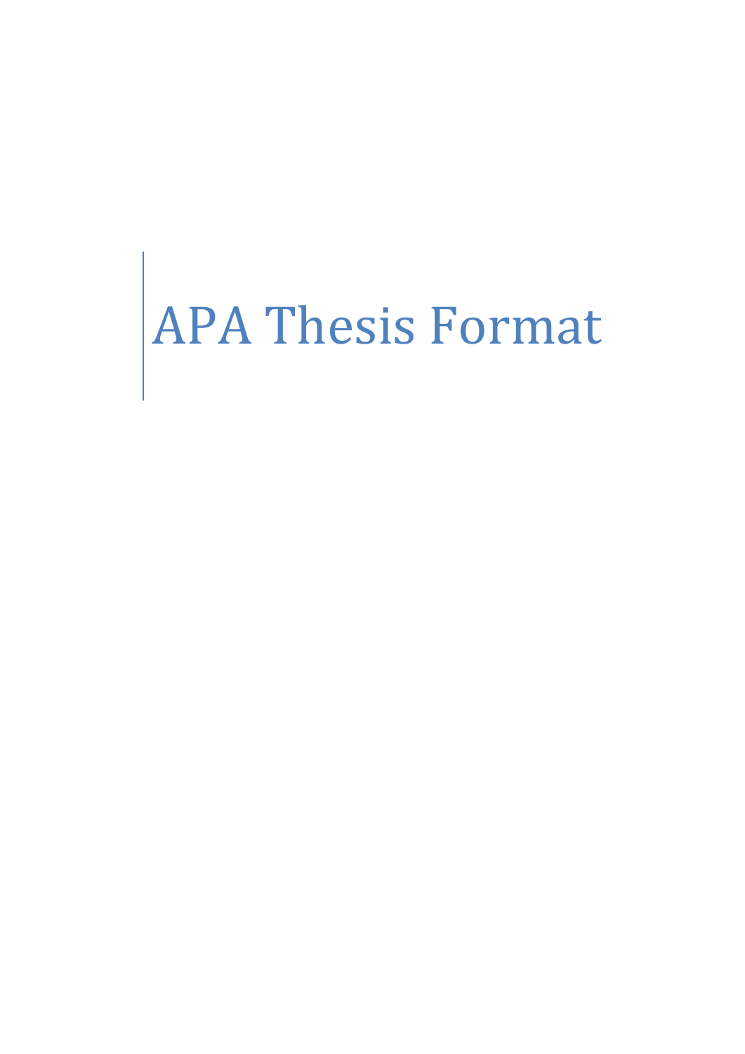# APA Thesis Format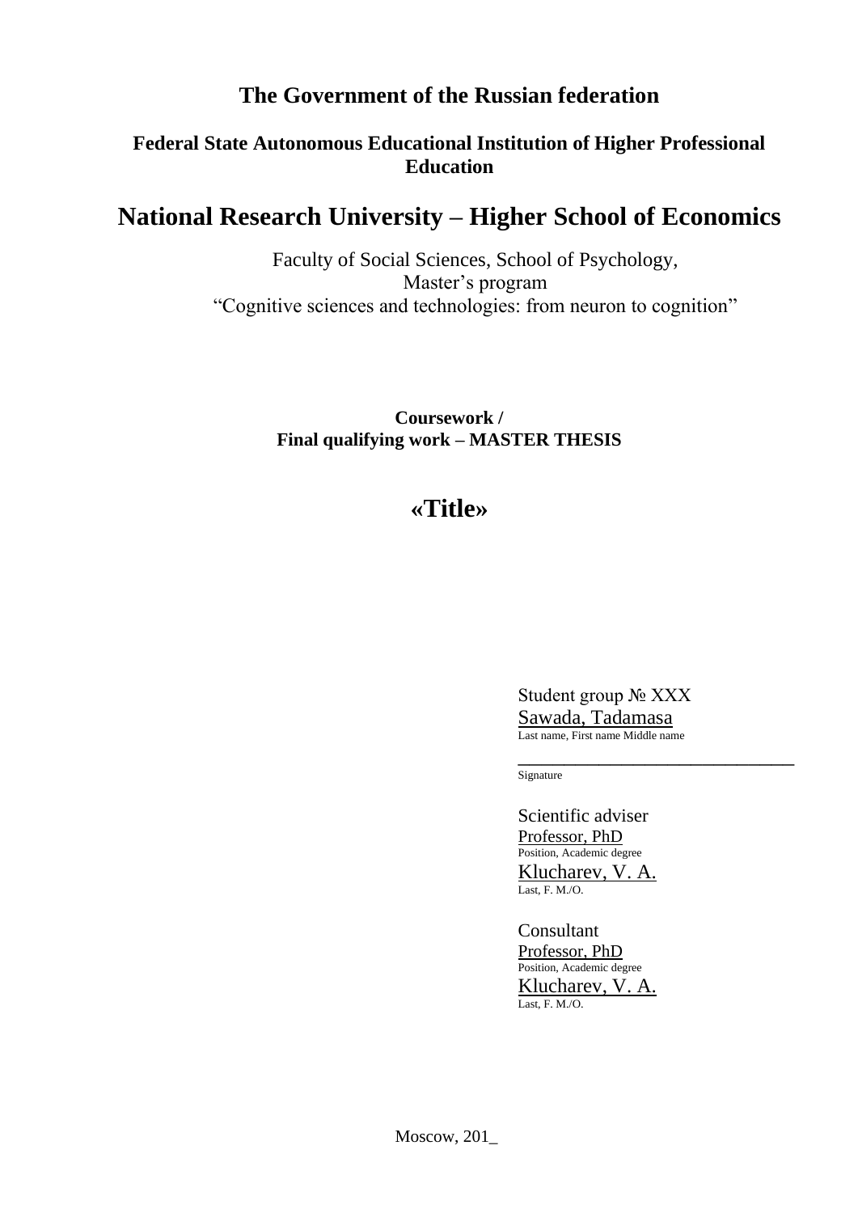# The Government of the Russian federation

## Federal State Autonomous Educational Institution of Higher Professional Education

# National Research University – Higher School of Economics

Faculty of Social Sciences, School of Psychology,
Master's program
"Cognitive sciences and technologies: from neuron to cognition"

**Coursework /**
**Final qualifying work – MASTER THESIS**

## «Title»

Student group № XXX
Sawada, Tadamasa
Last name, First name Middle name

_______________________________
Signature

Scientific adviser
Professor, PhD
Position, Academic degree
Klucharev, V. A.
Last, F. M./O.

Consultant
Professor, PhD
Position, Academic degree
Klucharev, V. A.
Last, F. M./O.

Moscow, 201_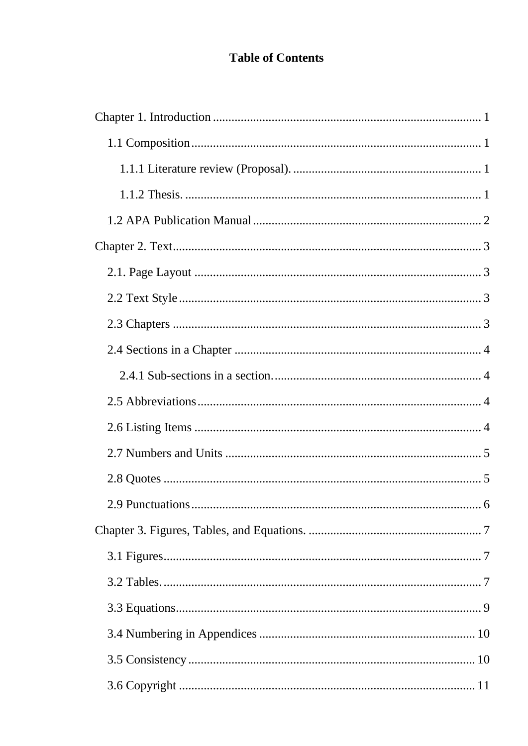# Table of Contents

Chapter 1. Introduction ........................................................................................ 1

    1.1 Composition ............................................................................................ 1

        1.1.1 Literature review (Proposal). ............................................................ 1

        1.1.2 Thesis. ............................................................................................. 1

    1.2 APA Publication Manual ......................................................................... 2

Chapter 2. Text ................................................................................................... 3

    2.1. Page Layout ........................................................................................... 3

    2.2 Text Style ................................................................................................ 3

    2.3 Chapters .................................................................................................. 3

    2.4 Sections in a Chapter .............................................................................. 4

        2.4.1 Sub-sections in a section. .................................................................. 4

    2.5 Abbreviations .......................................................................................... 4

    2.6 Listing Items ........................................................................................... 4

    2.7 Numbers and Units ................................................................................. 5

    2.8 Quotes ..................................................................................................... 5

    2.9 Punctuations ............................................................................................ 6

Chapter 3. Figures, Tables, and Equations. ......................................................... 7

    3.1 Figures ..................................................................................................... 7

    3.2 Tables. ..................................................................................................... 7

    3.3 Equations ................................................................................................. 9

    3.4 Numbering in Appendices ..................................................................... 10

    3.5 Consistency ........................................................................................... 10

    3.6 Copyright .............................................................................................. 11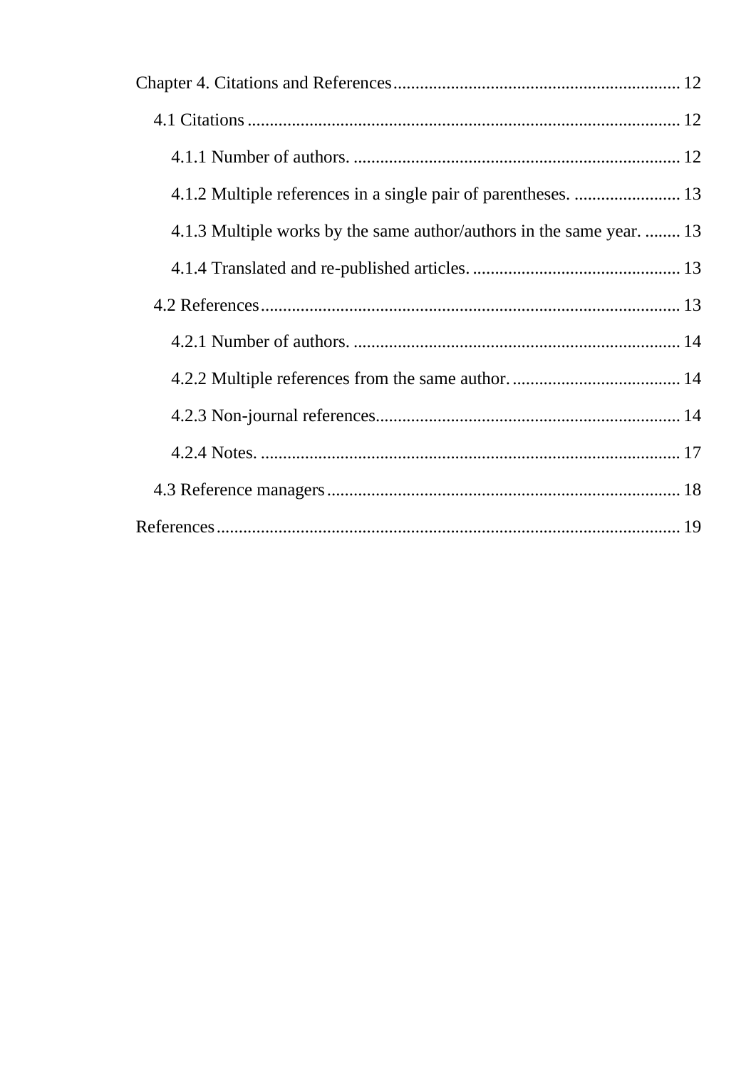Chapter 4. Citations and References ................................................................ 12

- 4.1 Citations ................................................................................................ 12
    - 4.1.1 Number of authors. ........................................................................ 12
    - 4.1.2 Multiple references in a single pair of parentheses. ........................ 13
    - 4.1.3 Multiple works by the same author/authors in the same year. ........ 13
    - 4.1.4 Translated and re-published articles. .............................................. 13
- 4.2 References .............................................................................................. 13
    - 4.2.1 Number of authors. ........................................................................ 14
    - 4.2.2 Multiple references from the same author. ...................................... 14
    - 4.2.3 Non-journal references.................................................................... 14
    - 4.2.4 Notes. .............................................................................................. 17
- 4.3 Reference managers ............................................................................... 18

References ....................................................................................................... 19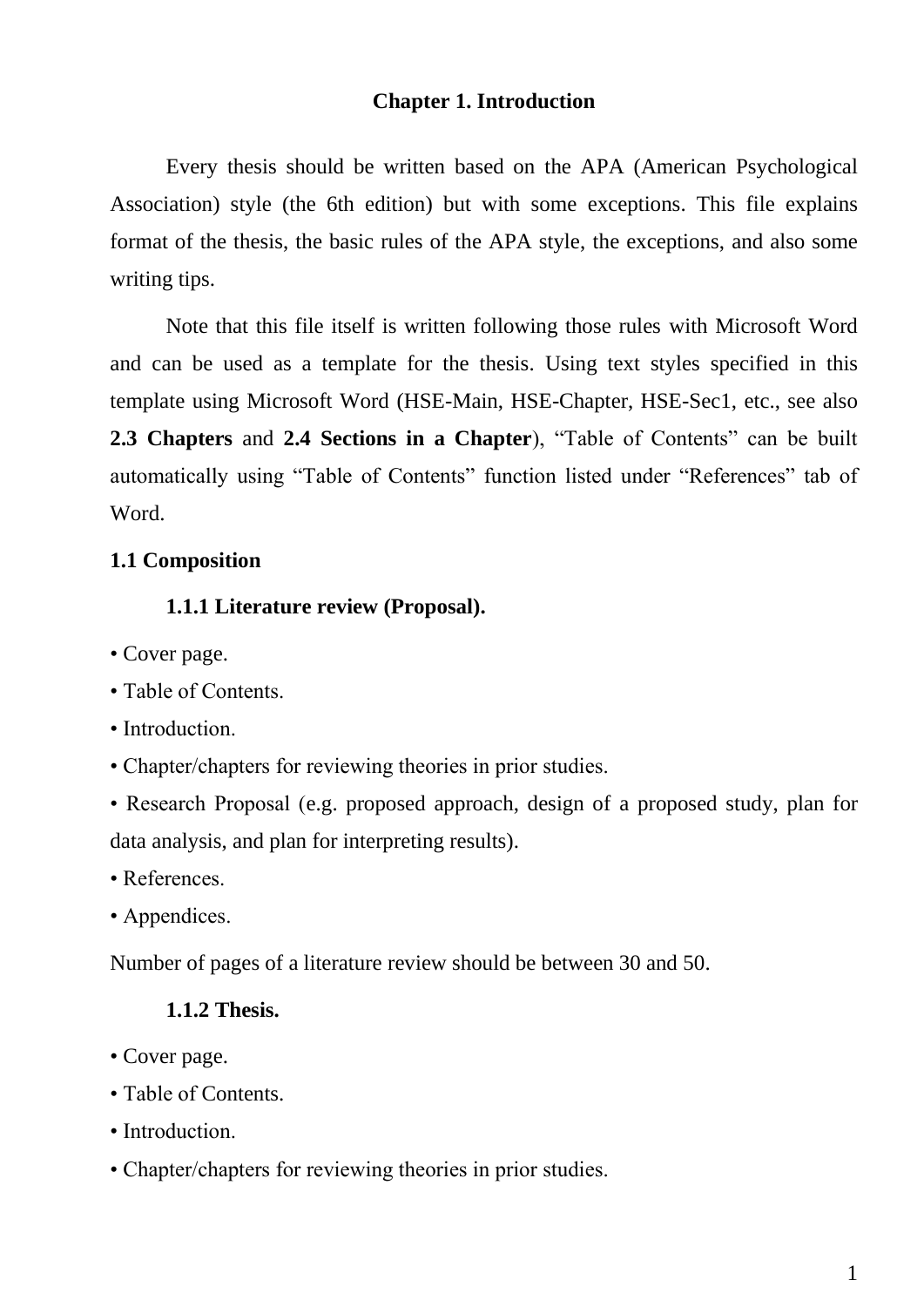# Chapter 1. Introduction

Every thesis should be written based on the APA (American Psychological Association) style (the 6th edition) but with some exceptions. This file explains format of the thesis, the basic rules of the APA style, the exceptions, and also some writing tips.

Note that this file itself is written following those rules with Microsoft Word and can be used as a template for the thesis. Using text styles specified in this template using Microsoft Word (HSE-Main, HSE-Chapter, HSE-Sec1, etc., see also **2.3 Chapters** and **2.4 Sections in a Chapter**), "Table of Contents" can be built automatically using "Table of Contents" function listed under "References" tab of Word.

## 1.1 Composition

### 1.1.1 Literature review (Proposal).

- Cover page.
- Table of Contents.
- Introduction.
- Chapter/chapters for reviewing theories in prior studies.
- Research Proposal (e.g. proposed approach, design of a proposed study, plan for data analysis, and plan for interpreting results).
- References.
- Appendices.

Number of pages of a literature review should be between 30 and 50.

### 1.1.2 Thesis.

- Cover page.
- Table of Contents.
- Introduction.
- Chapter/chapters for reviewing theories in prior studies.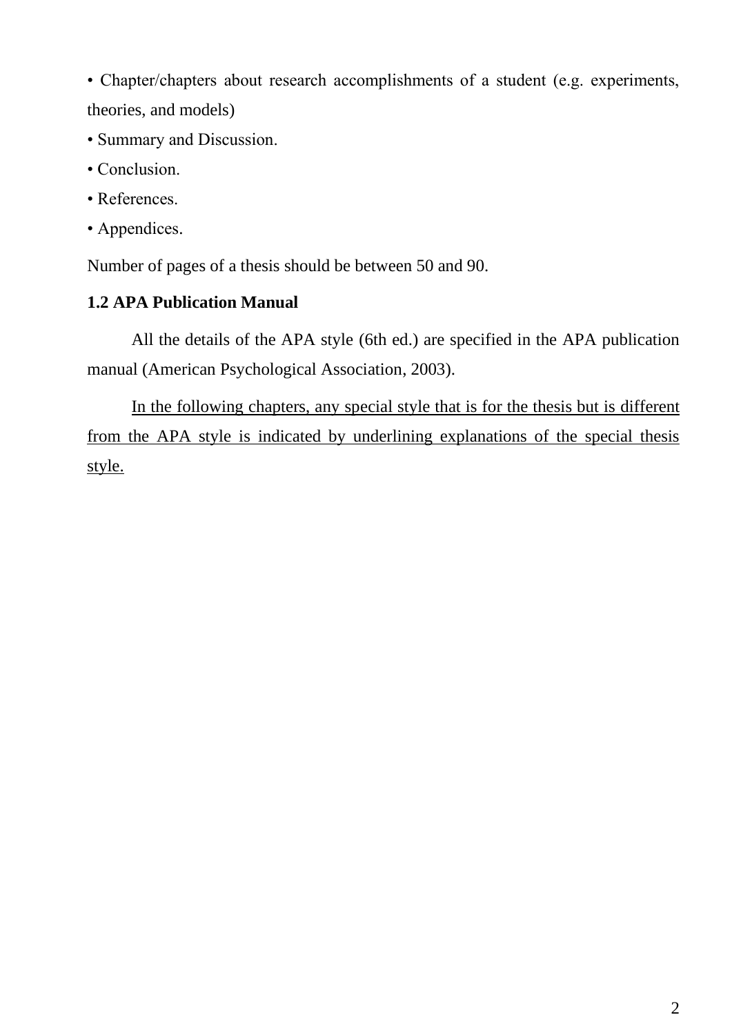- Chapter/chapters about research accomplishments of a student (e.g. experiments, theories, and models)
- Summary and Discussion.
- Conclusion.
- References.
- Appendices.

Number of pages of a thesis should be between 50 and 90.

### 1.2 APA Publication Manual

All the details of the APA style (6th ed.) are specified in the APA publication manual (American Psychological Association, 2003).

<u>In the following chapters, any special style that is for the thesis but is different from the APA style is indicated by underlining explanations of the special thesis style.</u>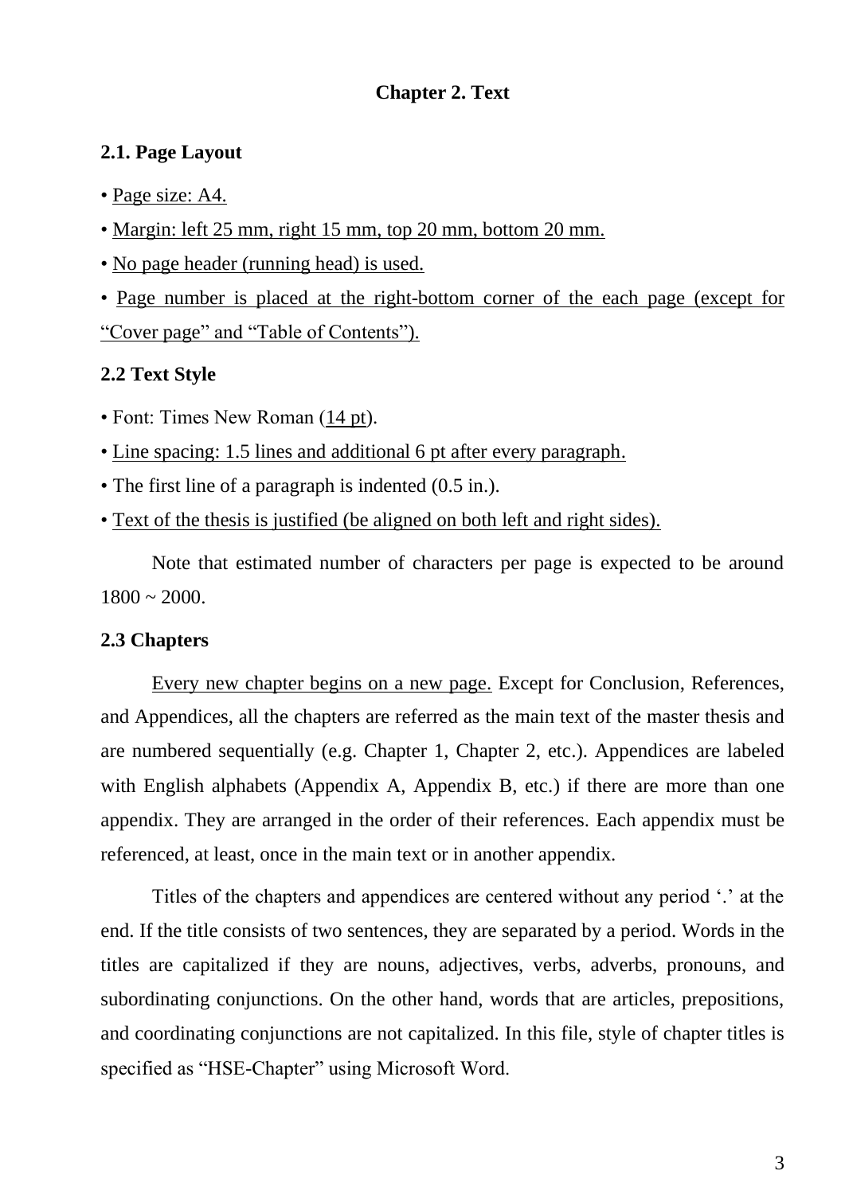# Chapter 2. Text

## 2.1. Page Layout

- Page size: A4.
- Margin: left 25 mm, right 15 mm, top 20 mm, bottom 20 mm.
- No page header (running head) is used.
- Page number is placed at the right-bottom corner of the each page (except for "Cover page" and "Table of Contents").

## 2.2 Text Style

- Font: Times New Roman (14 pt).
- Line spacing: 1.5 lines and additional 6 pt after every paragraph.
- The first line of a paragraph is indented (0.5 in.).
- Text of the thesis is justified (be aligned on both left and right sides).

Note that estimated number of characters per page is expected to be around 1800 ~ 2000.

## 2.3 Chapters

Every new chapter begins on a new page. Except for Conclusion, References, and Appendices, all the chapters are referred as the main text of the master thesis and are numbered sequentially (e.g. Chapter 1, Chapter 2, etc.). Appendices are labeled with English alphabets (Appendix A, Appendix B, etc.) if there are more than one appendix. They are arranged in the order of their references. Each appendix must be referenced, at least, once in the main text or in another appendix.

Titles of the chapters and appendices are centered without any period '.' at the end. If the title consists of two sentences, they are separated by a period. Words in the titles are capitalized if they are nouns, adjectives, verbs, adverbs, pronouns, and subordinating conjunctions. On the other hand, words that are articles, prepositions, and coordinating conjunctions are not capitalized. In this file, style of chapter titles is specified as "HSE-Chapter" using Microsoft Word.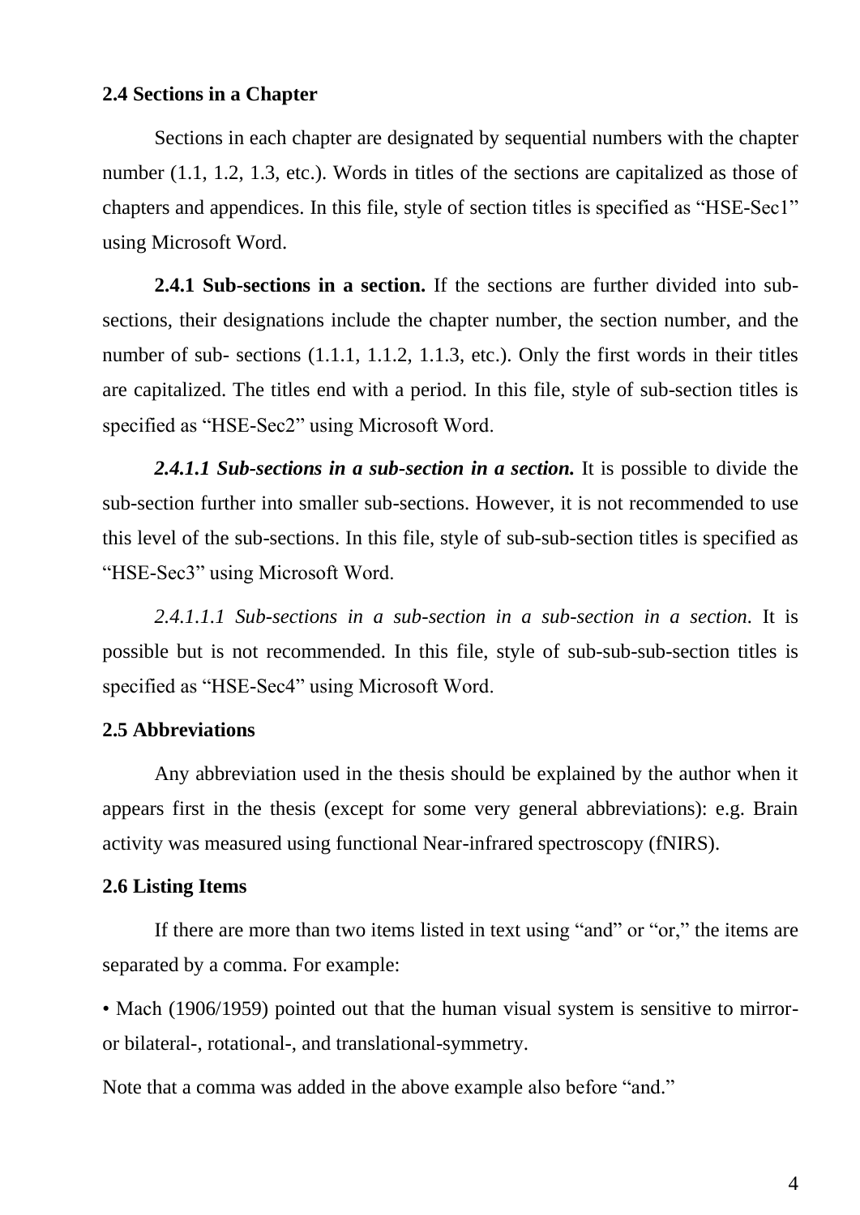## 2.4 Sections in a Chapter

Sections in each chapter are designated by sequential numbers with the chapter number (1.1, 1.2, 1.3, etc.). Words in titles of the sections are capitalized as those of chapters and appendices. In this file, style of section titles is specified as “HSE-Sec1” using Microsoft Word.

**2.4.1 Sub-sections in a section.** If the sections are further divided into sub-sections, their designations include the chapter number, the section number, and the number of sub- sections (1.1.1, 1.1.2, 1.1.3, etc.). Only the first words in their titles are capitalized. The titles end with a period. In this file, style of sub-section titles is specified as “HSE-Sec2” using Microsoft Word.

***2.4.1.1 Sub-sections in a sub-section in a section.*** It is possible to divide the sub-section further into smaller sub-sections. However, it is not recommended to use this level of the sub-sections. In this file, style of sub-sub-section titles is specified as “HSE-Sec3” using Microsoft Word.

*2.4.1.1.1 Sub-sections in a sub-section in a sub-section in a section.* It is possible but is not recommended. In this file, style of sub-sub-sub-section titles is specified as “HSE-Sec4” using Microsoft Word.

## 2.5 Abbreviations

Any abbreviation used in the thesis should be explained by the author when it appears first in the thesis (except for some very general abbreviations): e.g. Brain activity was measured using functional Near-infrared spectroscopy (fNIRS).

## 2.6 Listing Items

If there are more than two items listed in text using “and” or “or,” the items are separated by a comma. For example:

• Mach (1906/1959) pointed out that the human visual system is sensitive to mirror- or bilateral-, rotational-, and translational-symmetry.

Note that a comma was added in the above example also before “and.”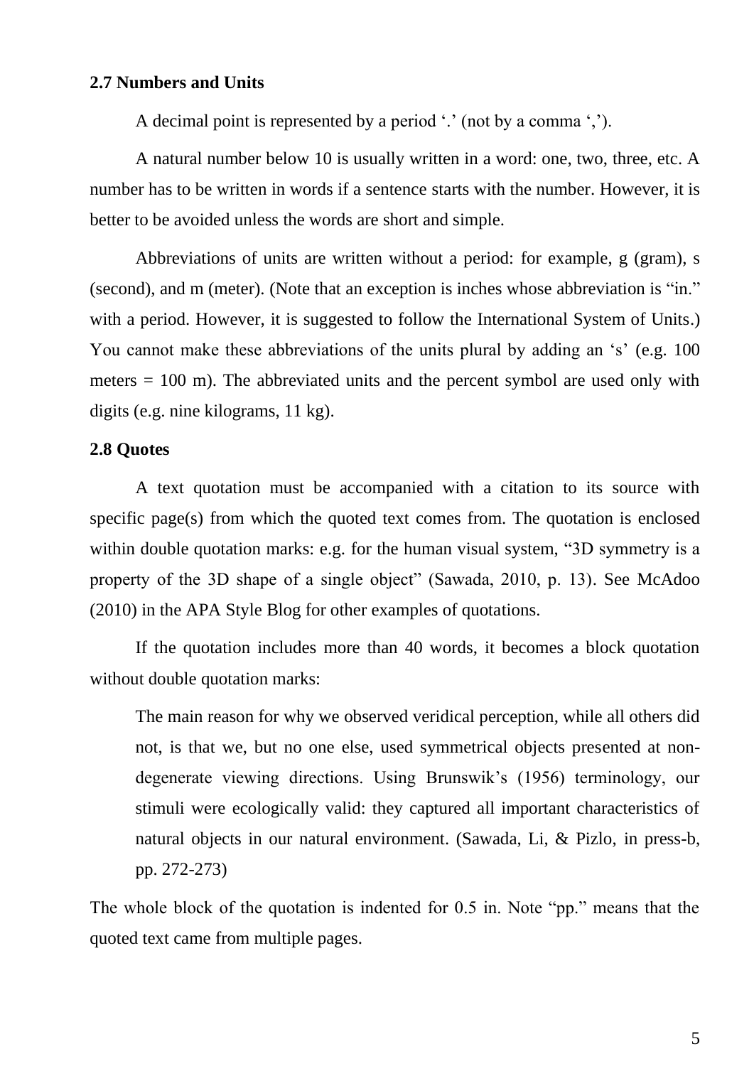## 2.7 Numbers and Units

A decimal point is represented by a period '.' (not by a comma ',').

A natural number below 10 is usually written in a word: one, two, three, etc. A number has to be written in words if a sentence starts with the number. However, it is better to be avoided unless the words are short and simple.

Abbreviations of units are written without a period: for example, g (gram), s (second), and m (meter). (Note that an exception is inches whose abbreviation is "in." with a period. However, it is suggested to follow the International System of Units.) You cannot make these abbreviations of the units plural by adding an 's' (e.g. 100 meters = 100 m). The abbreviated units and the percent symbol are used only with digits (e.g. nine kilograms, 11 kg).

## 2.8 Quotes

A text quotation must be accompanied with a citation to its source with specific page(s) from which the quoted text comes from. The quotation is enclosed within double quotation marks: e.g. for the human visual system, "3D symmetry is a property of the 3D shape of a single object" (Sawada, 2010, p. 13). See McAdoo (2010) in the APA Style Blog for other examples of quotations.

If the quotation includes more than 40 words, it becomes a block quotation without double quotation marks:

> The main reason for why we observed veridical perception, while all others did not, is that we, but no one else, used symmetrical objects presented at non-degenerate viewing directions. Using Brunswik's (1956) terminology, our stimuli were ecologically valid: they captured all important characteristics of natural objects in our natural environment. (Sawada, Li, & Pizlo, in press-b, pp. 272-273)

The whole block of the quotation is indented for 0.5 in. Note "pp." means that the quoted text came from multiple pages.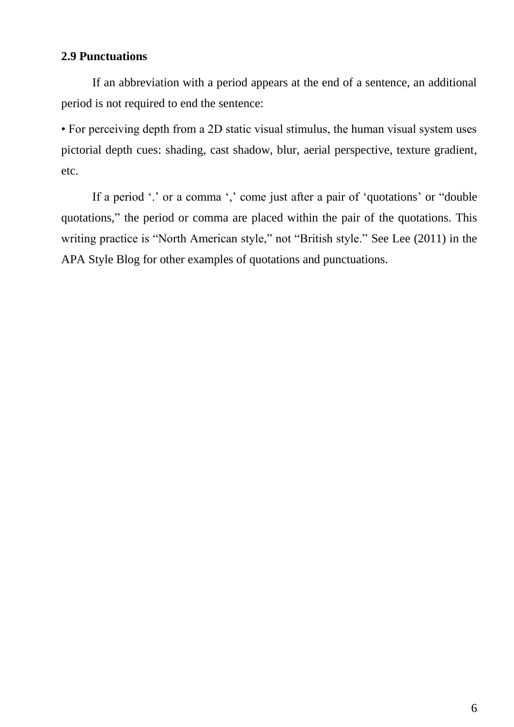### 2.9 Punctuations

If an abbreviation with a period appears at the end of a sentence, an additional period is not required to end the sentence:

- For perceiving depth from a 2D static visual stimulus, the human visual system uses pictorial depth cues: shading, cast shadow, blur, aerial perspective, texture gradient, etc.

If a period ‘.’ or a comma ‘,’ come just after a pair of ‘quotations’ or “double quotations,” the period or comma are placed within the pair of the quotations. This writing practice is “North American style,” not “British style.” See Lee (2011) in the APA Style Blog for other examples of quotations and punctuations.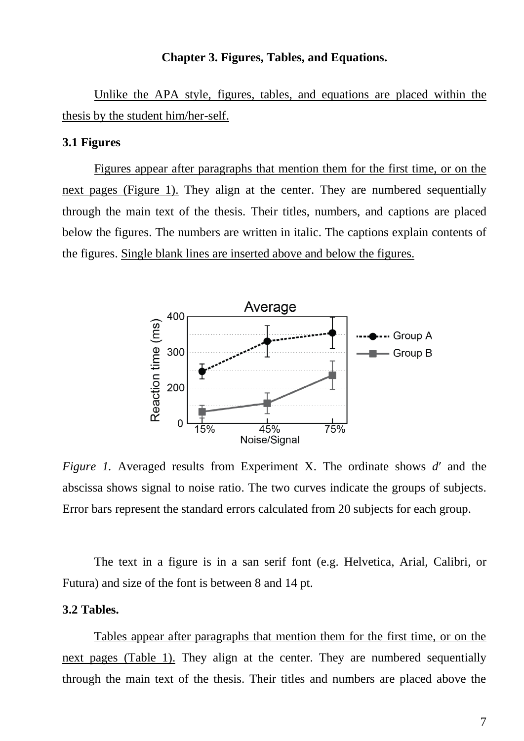**Chapter 3. Figures, Tables, and Equations.**

Unlike the APA style, figures, tables, and equations are placed within the thesis by the student him/her-self.

**3.1 Figures**

Figures appear after paragraphs that mention them for the first time, or on the next pages (Figure 1). They align at the center. They are numbered sequentially through the main text of the thesis. Their titles, numbers, and captions are placed below the figures. The numbers are written in italic. The captions explain contents of the figures. Single blank lines are inserted above and below the figures.

*Figure 1.* Averaged results from Experiment X. The ordinate shows *d′* and the abscissa shows signal to noise ratio. The two curves indicate the groups of subjects. Error bars represent the standard errors calculated from 20 subjects for each group.

The text in a figure is in a san serif font (e.g. Helvetica, Arial, Calibri, or Futura) and size of the font is between 8 and 14 pt.

**3.2 Tables.**

Tables appear after paragraphs that mention them for the first time, or on the next pages (Table 1). They align at the center. They are numbered sequentially through the main text of the thesis. Their titles and numbers are placed above the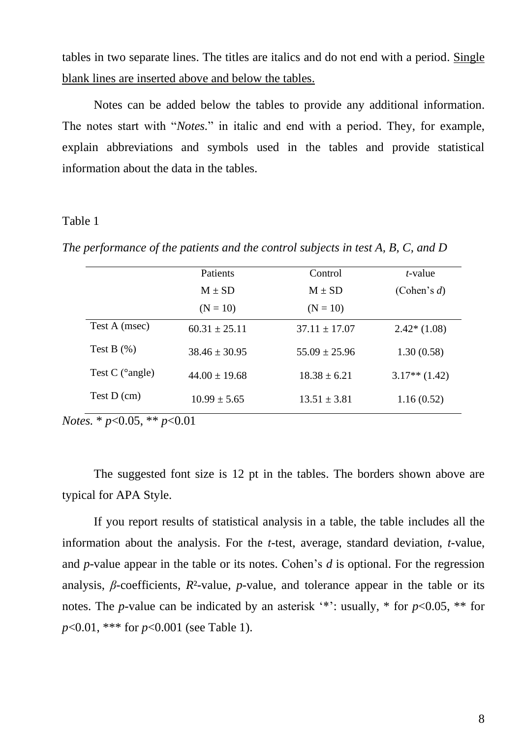tables in two separate lines. The titles are italics and do not end with a period. <u>Single blank lines are inserted above and below the tables.</u>

Notes can be added below the tables to provide any additional information. The notes start with "*Notes.*" in italic and end with a period. They, for example, explain abbreviations and symbols used in the tables and provide statistical information about the data in the tables.

Table 1

*The performance of the patients and the control subjects in test A, B, C, and D*

| | Patients M ± SD (N = 10) | Control M ± SD (N = 10) | *t*-value (Cohen's *d*) |
|---|---|---|---|
| Test A (msec) | 60.31 ± 25.11 | 37.11 ± 17.07 | 2.42* (1.08) |
| Test B (%) | 38.46 ± 30.95 | 55.09 ± 25.96 | 1.30 (0.58) |
| Test C (°angle) | 44.00 ± 19.68 | 18.38 ± 6.21 | 3.17** (1.42) |
| Test D (cm) | 10.99 ± 5.65 | 13.51 ± 3.81 | 1.16 (0.52) |

*Notes.* * $p<0.05$, ** $p<0.01$

The suggested font size is 12 pt in the tables. The borders shown above are typical for APA Style.

If you report results of statistical analysis in a table, the table includes all the information about the analysis. For the *t*-test, average, standard deviation, *t*-value, and *p*-value appear in the table or its notes. Cohen's *d* is optional. For the regression analysis, $\beta$-coefficients, $R^2$-value, *p*-value, and tolerance appear in the table or its notes. The *p*-value can be indicated by an asterisk '*': usually, * for $p<0.05$, ** for $p<0.01$, *** for $p<0.001$ (see Table 1).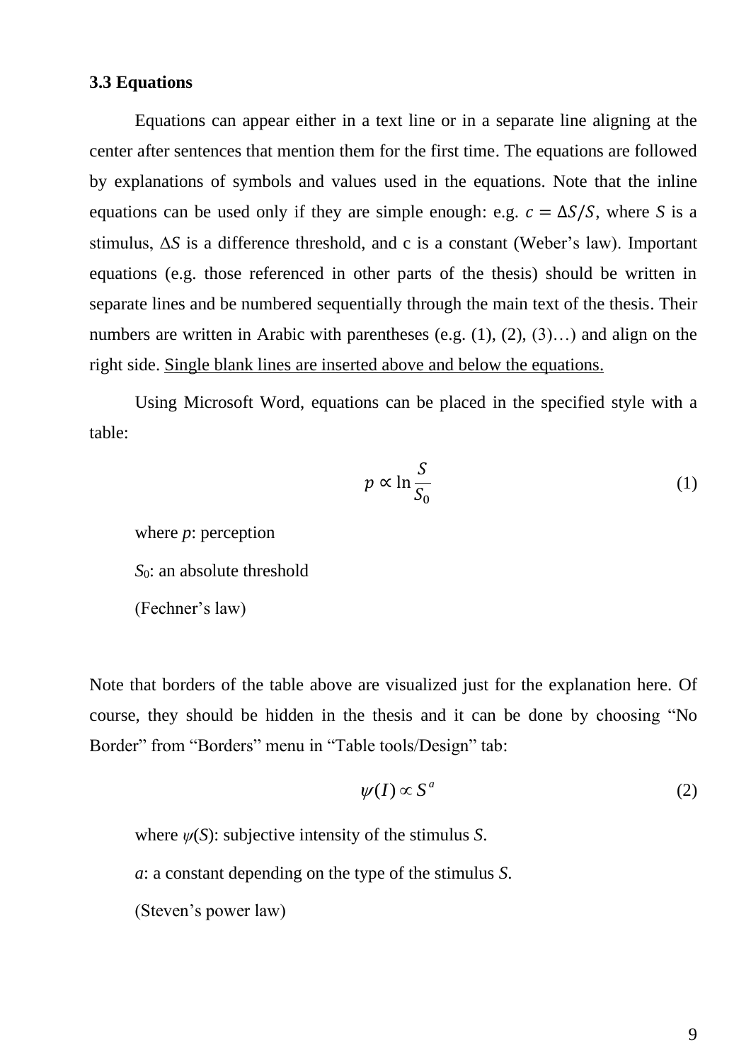### 3.3 Equations

Equations can appear either in a text line or in a separate line aligning at the center after sentences that mention them for the first time. The equations are followed by explanations of symbols and values used in the equations. Note that the inline equations can be used only if they are simple enough: e.g. $c = \Delta S/S$, where $S$ is a stimulus, $\Delta S$ is a difference threshold, and c is a constant (Weber's law). Important equations (e.g. those referenced in other parts of the thesis) should be written in separate lines and be numbered sequentially through the main text of the thesis. Their numbers are written in Arabic with parentheses (e.g. (1), (2), (3)…) and align on the right side. <u>Single blank lines are inserted above and below the equations.</u>

Using Microsoft Word, equations can be placed in the specified style with a table:

$$p \propto \ln \frac{S}{S_0} \tag{1}$$

where $p$: perception

$S_0$: an absolute threshold

(Fechner's law)

Note that borders of the table above are visualized just for the explanation here. Of course, they should be hidden in the thesis and it can be done by choosing "No Border" from "Borders" menu in "Table tools/Design" tab:

$$\psi(I) \propto S^{a} \tag{2}$$

where $\psi(S)$: subjective intensity of the stimulus $S$.

$a$: a constant depending on the type of the stimulus $S$.

(Steven's power law)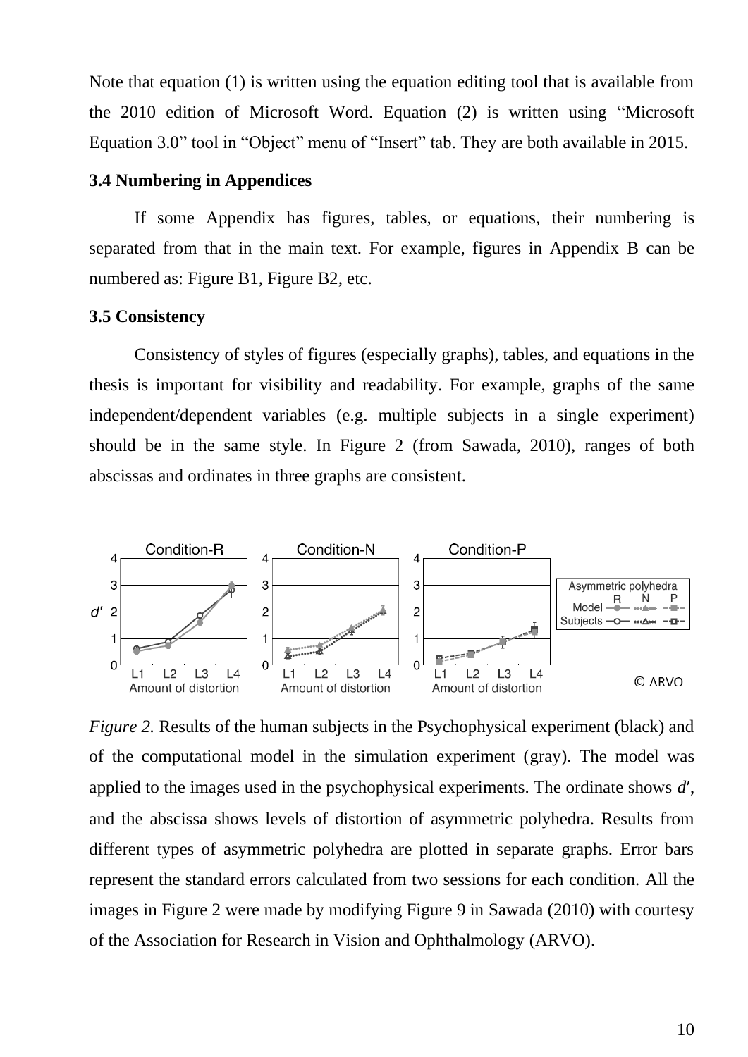Note that equation (1) is written using the equation editing tool that is available from the 2010 edition of Microsoft Word. Equation (2) is written using "Microsoft Equation 3.0" tool in "Object" menu of "Insert" tab. They are both available in 2015.

### 3.4 Numbering in Appendices

If some Appendix has figures, tables, or equations, their numbering is separated from that in the main text. For example, figures in Appendix B can be numbered as: Figure B1, Figure B2, etc.

### 3.5 Consistency

Consistency of styles of figures (especially graphs), tables, and equations in the thesis is important for visibility and readability. For example, graphs of the same independent/dependent variables (e.g. multiple subjects in a single experiment) should be in the same style. In Figure 2 (from Sawada, 2010), ranges of both abscissas and ordinates in three graphs are consistent.

*Figure 2.* Results of the human subjects in the Psychophysical experiment (black) and of the computational model in the simulation experiment (gray). The model was applied to the images used in the psychophysical experiments. The ordinate shows $d'$, and the abscissa shows levels of distortion of asymmetric polyhedra. Results from different types of asymmetric polyhedra are plotted in separate graphs. Error bars represent the standard errors calculated from two sessions for each condition. All the images in Figure 2 were made by modifying Figure 9 in Sawada (2010) with courtesy of the Association for Research in Vision and Ophthalmology (ARVO).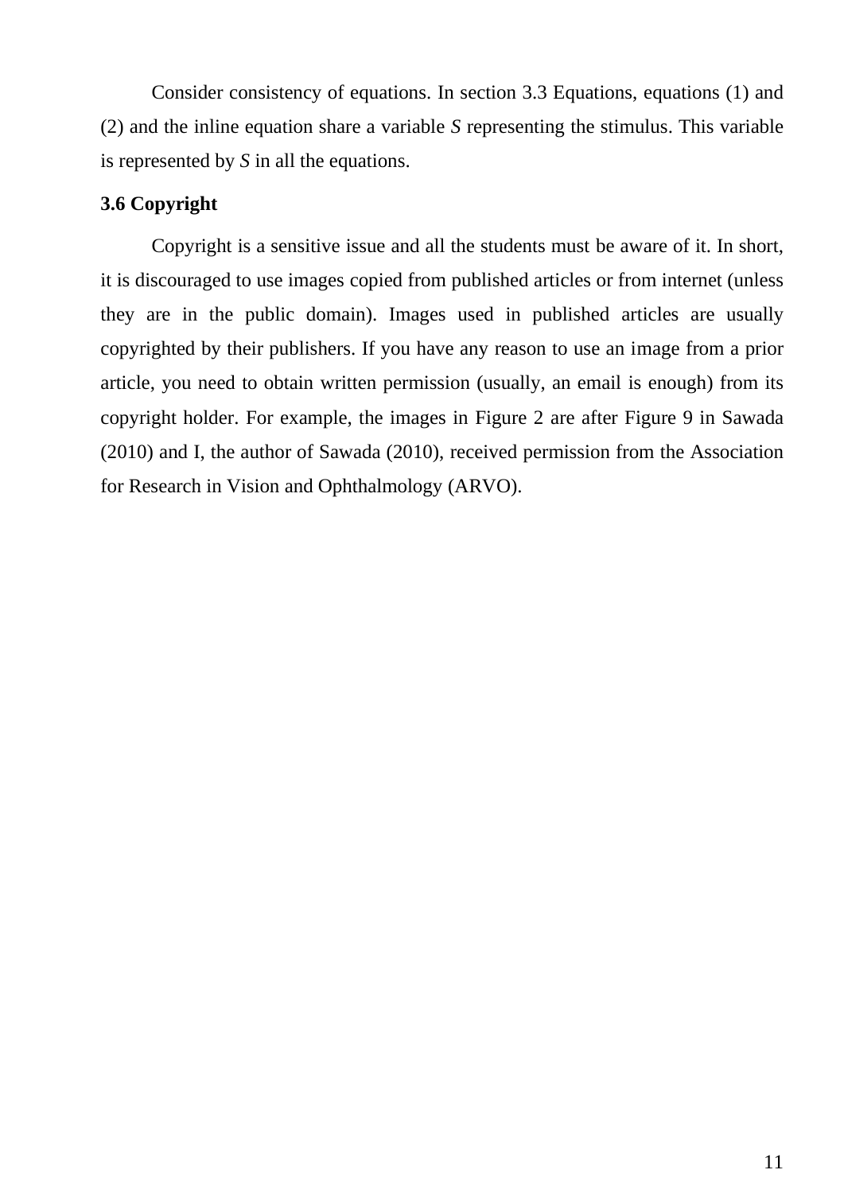Consider consistency of equations. In section 3.3 Equations, equations (1) and (2) and the inline equation share a variable $S$ representing the stimulus. This variable is represented by $S$ in all the equations.

### 3.6 Copyright

Copyright is a sensitive issue and all the students must be aware of it. In short, it is discouraged to use images copied from published articles or from internet (unless they are in the public domain). Images used in published articles are usually copyrighted by their publishers. If you have any reason to use an image from a prior article, you need to obtain written permission (usually, an email is enough) from its copyright holder. For example, the images in Figure 2 are after Figure 9 in Sawada (2010) and I, the author of Sawada (2010), received permission from the Association for Research in Vision and Ophthalmology (ARVO).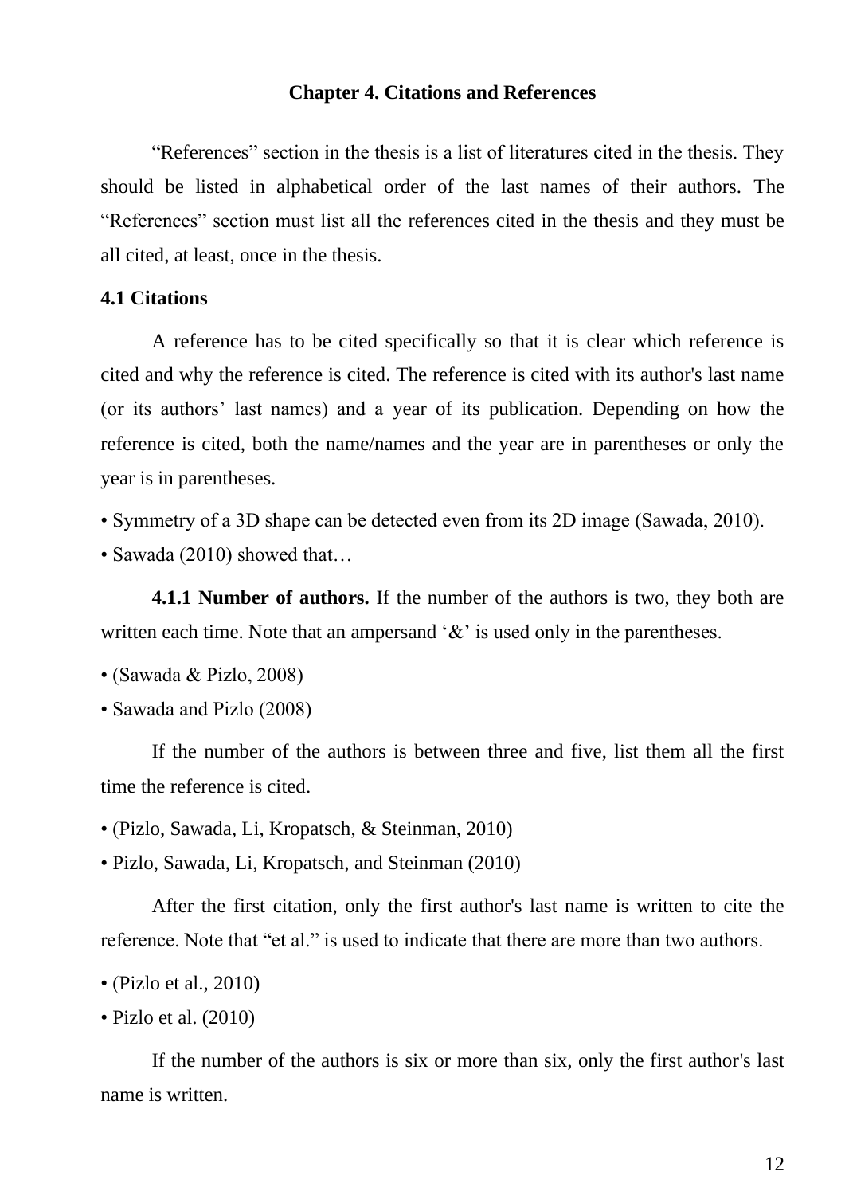# Chapter 4. Citations and References

"References" section in the thesis is a list of literatures cited in the thesis. They should be listed in alphabetical order of the last names of their authors. The "References" section must list all the references cited in the thesis and they must be all cited, at least, once in the thesis.

## 4.1 Citations

A reference has to be cited specifically so that it is clear which reference is cited and why the reference is cited. The reference is cited with its author's last name (or its authors' last names) and a year of its publication. Depending on how the reference is cited, both the name/names and the year are in parentheses or only the year is in parentheses.

- Symmetry of a 3D shape can be detected even from its 2D image (Sawada, 2010).
- Sawada (2010) showed that…

**4.1.1 Number of authors.** If the number of the authors is two, they both are written each time. Note that an ampersand '&' is used only in the parentheses.

- (Sawada & Pizlo, 2008)
- Sawada and Pizlo (2008)

If the number of the authors is between three and five, list them all the first time the reference is cited.

- (Pizlo, Sawada, Li, Kropatsch, & Steinman, 2010)
- Pizlo, Sawada, Li, Kropatsch, and Steinman (2010)

After the first citation, only the first author's last name is written to cite the reference. Note that "et al." is used to indicate that there are more than two authors.

- (Pizlo et al., 2010)
- Pizlo et al. (2010)

If the number of the authors is six or more than six, only the first author's last name is written.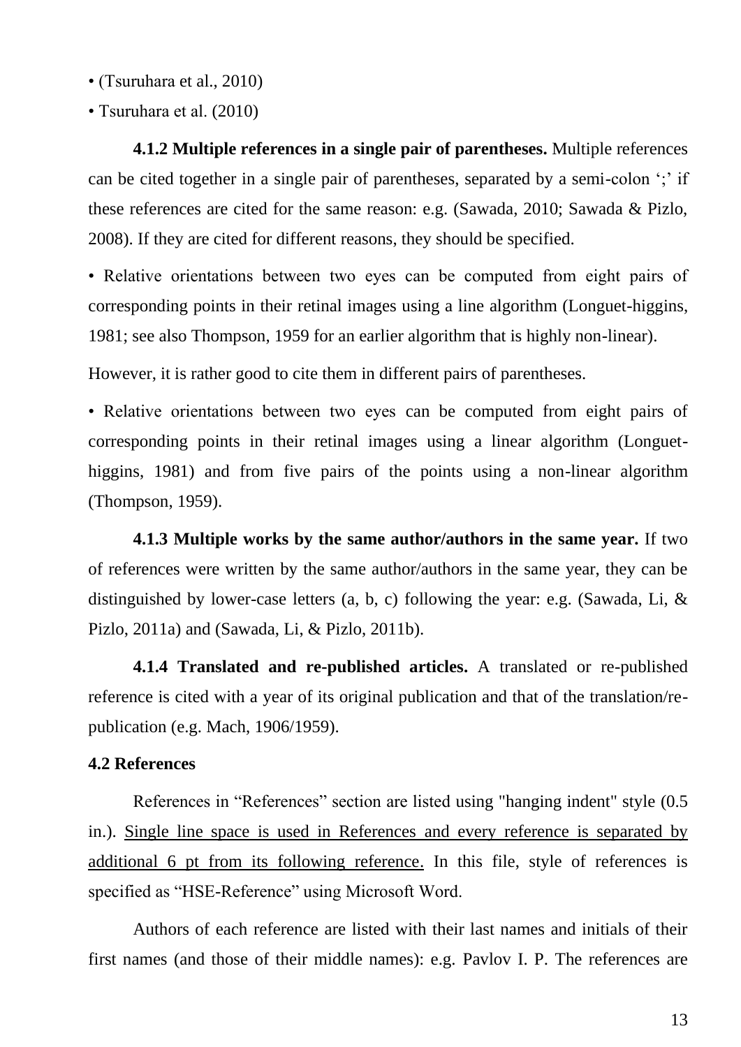- (Tsuruhara et al., 2010)
- Tsuruhara et al. (2010)

**4.1.2 Multiple references in a single pair of parentheses.** Multiple references can be cited together in a single pair of parentheses, separated by a semi-colon ';' if these references are cited for the same reason: e.g. (Sawada, 2010; Sawada & Pizlo, 2008). If they are cited for different reasons, they should be specified.

- Relative orientations between two eyes can be computed from eight pairs of corresponding points in their retinal images using a line algorithm (Longuet-higgins, 1981; see also Thompson, 1959 for an earlier algorithm that is highly non-linear).

However, it is rather good to cite them in different pairs of parentheses.

- Relative orientations between two eyes can be computed from eight pairs of corresponding points in their retinal images using a linear algorithm (Longuet-higgins, 1981) and from five pairs of the points using a non-linear algorithm (Thompson, 1959).

**4.1.3 Multiple works by the same author/authors in the same year.** If two of references were written by the same author/authors in the same year, they can be distinguished by lower-case letters (a, b, c) following the year: e.g. (Sawada, Li, & Pizlo, 2011a) and (Sawada, Li, & Pizlo, 2011b).

**4.1.4 Translated and re-published articles.** A translated or re-published reference is cited with a year of its original publication and that of the translation/re-publication (e.g. Mach, 1906/1959).

**4.2 References**

References in "References" section are listed using "hanging indent" style (0.5 in.). Single line space is used in References and every reference is separated by additional 6 pt from its following reference. In this file, style of references is specified as "HSE-Reference" using Microsoft Word.

Authors of each reference are listed with their last names and initials of their first names (and those of their middle names): e.g. Pavlov I. P. The references are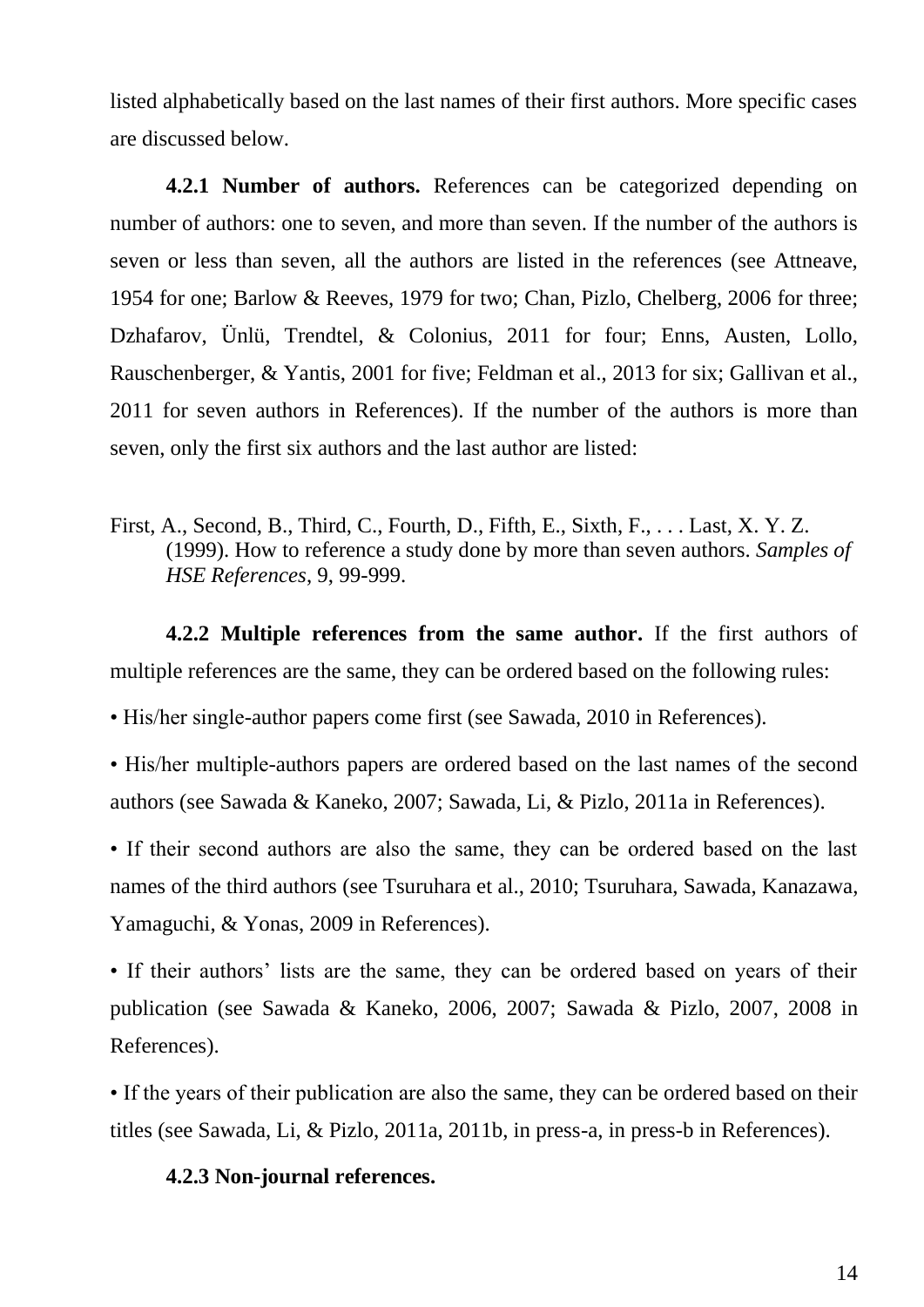listed alphabetically based on the last names of their first authors. More specific cases are discussed below.

**4.2.1 Number of authors.** References can be categorized depending on number of authors: one to seven, and more than seven. If the number of the authors is seven or less than seven, all the authors are listed in the references (see Attneave, 1954 for one; Barlow & Reeves, 1979 for two; Chan, Pizlo, Chelberg, 2006 for three; Dzhafarov, Ünlü, Trendtel, & Colonius, 2011 for four; Enns, Austen, Lollo, Rauschenberger, & Yantis, 2001 for five; Feldman et al., 2013 for six; Gallivan et al., 2011 for seven authors in References). If the number of the authors is more than seven, only the first six authors and the last author are listed:

First, A., Second, B., Third, C., Fourth, D., Fifth, E., Sixth, F., . . . Last, X. Y. Z. (1999). How to reference a study done by more than seven authors. *Samples of HSE References*, 9, 99-999.

**4.2.2 Multiple references from the same author.** If the first authors of multiple references are the same, they can be ordered based on the following rules:

- His/her single-author papers come first (see Sawada, 2010 in References).
- His/her multiple-authors papers are ordered based on the last names of the second authors (see Sawada & Kaneko, 2007; Sawada, Li, & Pizlo, 2011a in References).
- If their second authors are also the same, they can be ordered based on the last names of the third authors (see Tsuruhara et al., 2010; Tsuruhara, Sawada, Kanazawa, Yamaguchi, & Yonas, 2009 in References).
- If their authors' lists are the same, they can be ordered based on years of their publication (see Sawada & Kaneko, 2006, 2007; Sawada & Pizlo, 2007, 2008 in References).
- If the years of their publication are also the same, they can be ordered based on their titles (see Sawada, Li, & Pizlo, 2011a, 2011b, in press-a, in press-b in References).

**4.2.3 Non-journal references.**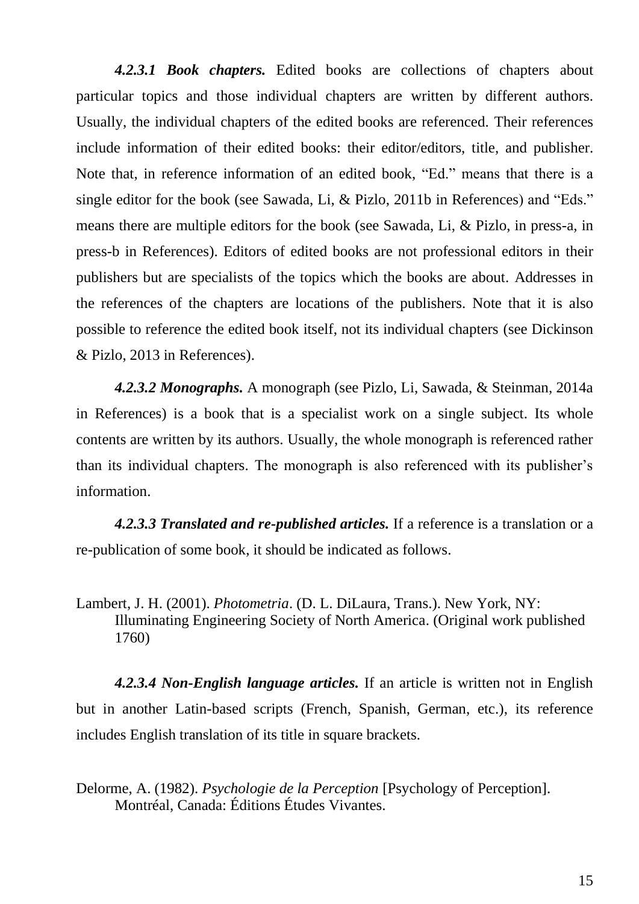***4.2.3.1 Book chapters.*** Edited books are collections of chapters about particular topics and those individual chapters are written by different authors. Usually, the individual chapters of the edited books are referenced. Their references include information of their edited books: their editor/editors, title, and publisher. Note that, in reference information of an edited book, "Ed." means that there is a single editor for the book (see Sawada, Li, & Pizlo, 2011b in References) and "Eds." means there are multiple editors for the book (see Sawada, Li, & Pizlo, in press-a, in press-b in References). Editors of edited books are not professional editors in their publishers but are specialists of the topics which the books are about. Addresses in the references of the chapters are locations of the publishers. Note that it is also possible to reference the edited book itself, not its individual chapters (see Dickinson & Pizlo, 2013 in References).

***4.2.3.2 Monographs.*** A monograph (see Pizlo, Li, Sawada, & Steinman, 2014a in References) is a book that is a specialist work on a single subject. Its whole contents are written by its authors. Usually, the whole monograph is referenced rather than its individual chapters. The monograph is also referenced with its publisher's information.

***4.2.3.3 Translated and re-published articles.*** If a reference is a translation or a re-publication of some book, it should be indicated as follows.

Lambert, J. H. (2001). *Photometria*. (D. L. DiLaura, Trans.). New York, NY: Illuminating Engineering Society of North America. (Original work published 1760)

***4.2.3.4 Non-English language articles.*** If an article is written not in English but in another Latin-based scripts (French, Spanish, German, etc.), its reference includes English translation of its title in square brackets.

Delorme, A. (1982). *Psychologie de la Perception* [Psychology of Perception]. Montréal, Canada: Éditions Études Vivantes.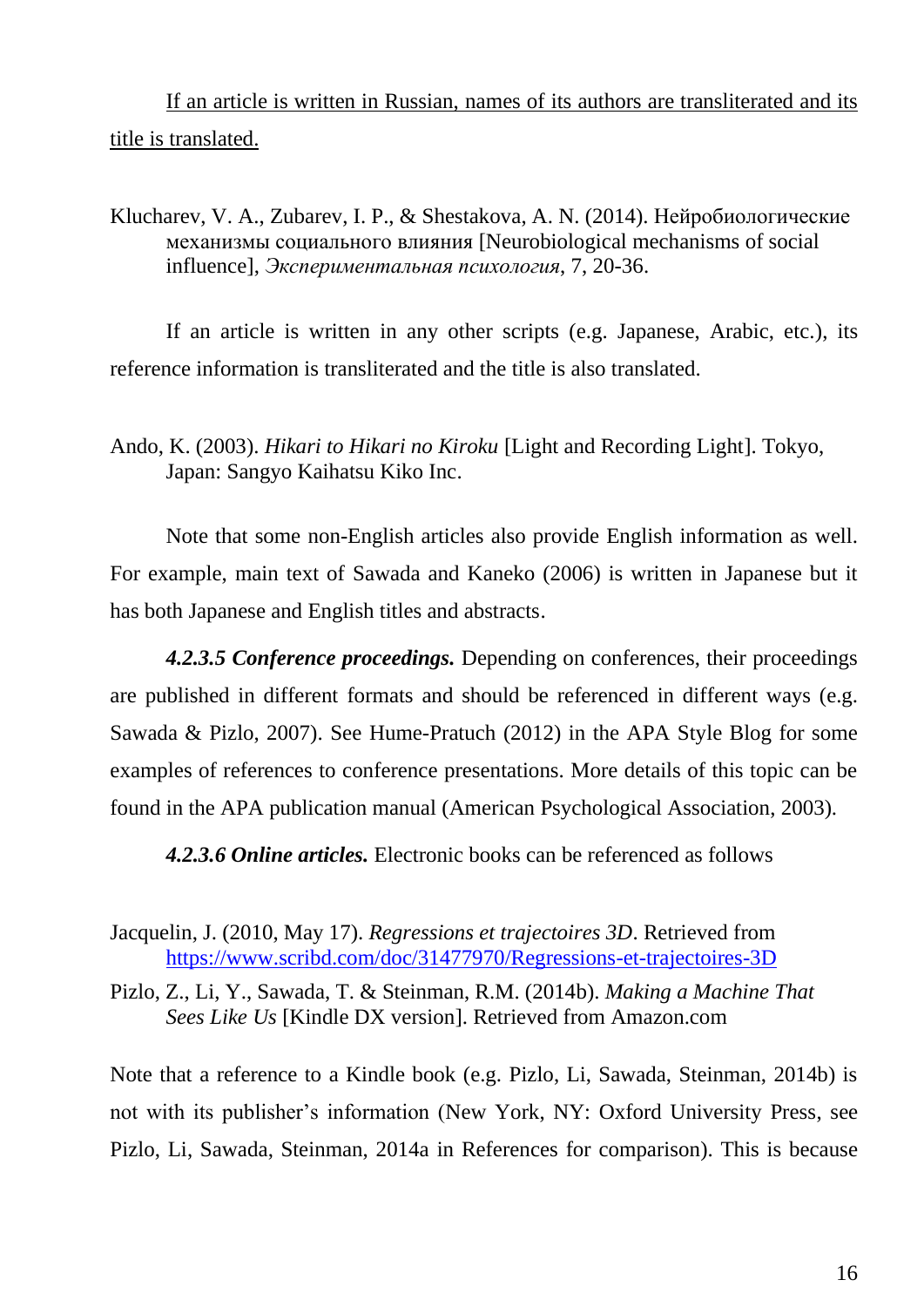<u>If an article is written in Russian, names of its authors are transliterated and its title is translated.</u>

Klucharev, V. A., Zubarev, I. P., & Shestakova, A. N. (2014). Нейробиологические механизмы социального влияния [Neurobiological mechanisms of social influence], *Экспериментальная психология*, 7, 20-36.

If an article is written in any other scripts (e.g. Japanese, Arabic, etc.), its reference information is transliterated and the title is also translated.

Ando, K. (2003). *Hikari to Hikari no Kiroku* [Light and Recording Light]. Tokyo, Japan: Sangyo Kaihatsu Kiko Inc.

Note that some non-English articles also provide English information as well. For example, main text of Sawada and Kaneko (2006) is written in Japanese but it has both Japanese and English titles and abstracts.

***4.2.3.5 Conference proceedings.*** Depending on conferences, their proceedings are published in different formats and should be referenced in different ways (e.g. Sawada & Pizlo, 2007). See Hume-Pratuch (2012) in the APA Style Blog for some examples of references to conference presentations. More details of this topic can be found in the APA publication manual (American Psychological Association, 2003).

***4.2.3.6 Online articles.*** Electronic books can be referenced as follows

Jacquelin, J. (2010, May 17). *Regressions et trajectoires 3D*. Retrieved from https://www.scribd.com/doc/31477970/Regressions-et-trajectoires-3D

Pizlo, Z., Li, Y., Sawada, T. & Steinman, R.M. (2014b). *Making a Machine That Sees Like Us* [Kindle DX version]. Retrieved from Amazon.com

Note that a reference to a Kindle book (e.g. Pizlo, Li, Sawada, Steinman, 2014b) is not with its publisher's information (New York, NY: Oxford University Press, see Pizlo, Li, Sawada, Steinman, 2014a in References for comparison). This is because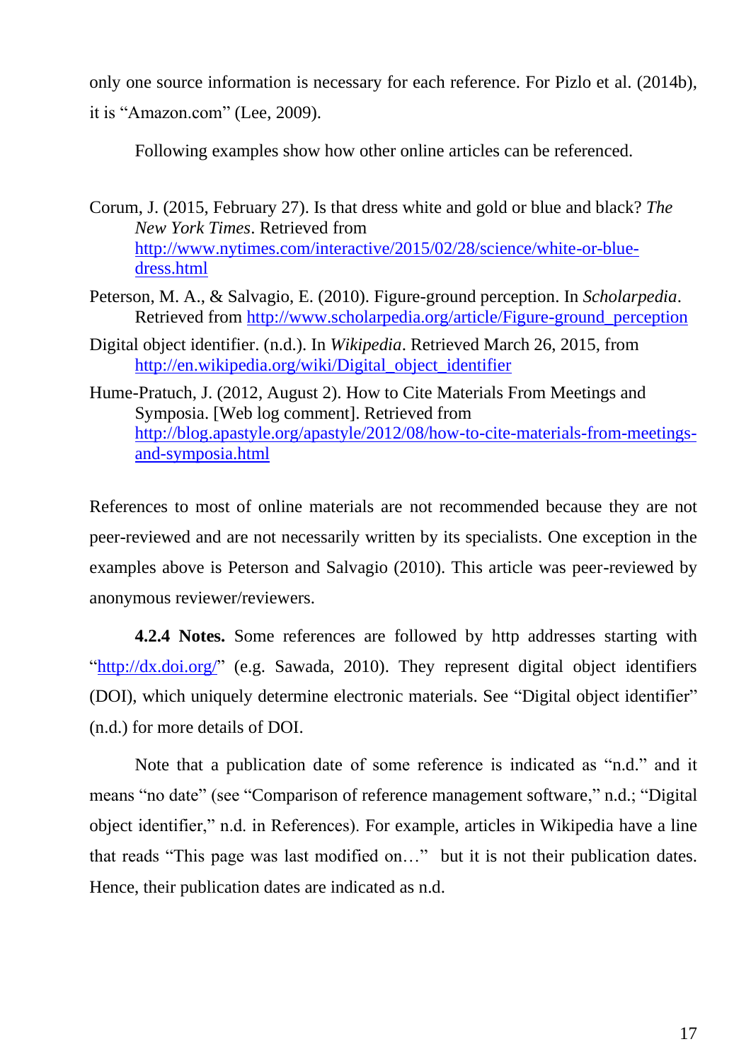only one source information is necessary for each reference. For Pizlo et al. (2014b), it is “Amazon.com” (Lee, 2009).

Following examples show how other online articles can be referenced.

Corum, J. (2015, February 27). Is that dress white and gold or blue and black? *The New York Times*. Retrieved from http://www.nytimes.com/interactive/2015/02/28/science/white-or-blue-dress.html

Peterson, M. A., & Salvagio, E. (2010). Figure-ground perception. In *Scholarpedia*. Retrieved from http://www.scholarpedia.org/article/Figure-ground_perception

Digital object identifier. (n.d.). In *Wikipedia*. Retrieved March 26, 2015, from http://en.wikipedia.org/wiki/Digital_object_identifier

Hume-Pratuch, J. (2012, August 2). How to Cite Materials From Meetings and Symposia. [Web log comment]. Retrieved from http://blog.apastyle.org/apastyle/2012/08/how-to-cite-materials-from-meetings-and-symposia.html

References to most of online materials are not recommended because they are not peer-reviewed and are not necessarily written by its specialists. One exception in the examples above is Peterson and Salvagio (2010). This article was peer-reviewed by anonymous reviewer/reviewers.

**4.2.4 Notes.** Some references are followed by http addresses starting with “http://dx.doi.org/” (e.g. Sawada, 2010). They represent digital object identifiers (DOI), which uniquely determine electronic materials. See “Digital object identifier” (n.d.) for more details of DOI.

Note that a publication date of some reference is indicated as “n.d.” and it means “no date” (see “Comparison of reference management software,” n.d.; “Digital object identifier,” n.d. in References). For example, articles in Wikipedia have a line that reads “This page was last modified on…” but it is not their publication dates. Hence, their publication dates are indicated as n.d.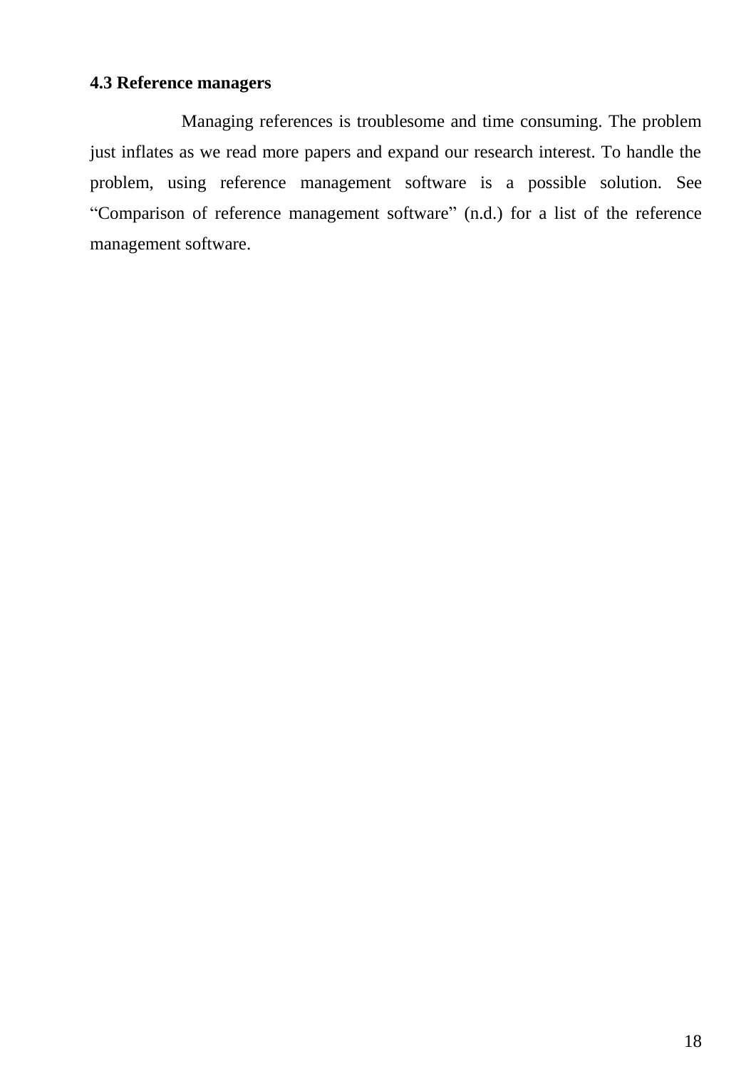### 4.3 Reference managers

Managing references is troublesome and time consuming. The problem just inflates as we read more papers and expand our research interest. To handle the problem, using reference management software is a possible solution. See "Comparison of reference management software" (n.d.) for a list of the reference management software.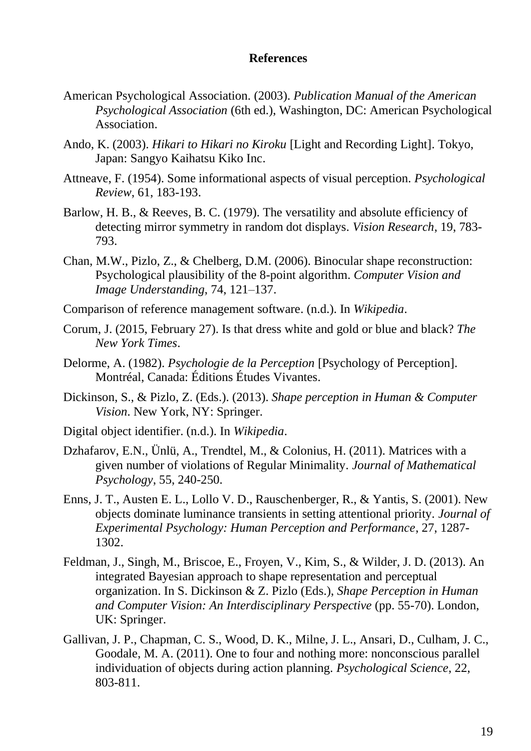## References

American Psychological Association. (2003). *Publication Manual of the American Psychological Association* (6th ed.), Washington, DC: American Psychological Association.

Ando, K. (2003). *Hikari to Hikari no Kiroku* [Light and Recording Light]. Tokyo, Japan: Sangyo Kaihatsu Kiko Inc.

Attneave, F. (1954). Some informational aspects of visual perception. *Psychological Review*, 61, 183-193.

Barlow, H. B., & Reeves, B. C. (1979). The versatility and absolute efficiency of detecting mirror symmetry in random dot displays. *Vision Research*, 19, 783-793.

Chan, M.W., Pizlo, Z., & Chelberg, D.M. (2006). Binocular shape reconstruction: Psychological plausibility of the 8-point algorithm. *Computer Vision and Image Understanding*, 74, 121–137.

Comparison of reference management software. (n.d.). In *Wikipedia*.

Corum, J. (2015, February 27). Is that dress white and gold or blue and black? *The New York Times*.

Delorme, A. (1982). *Psychologie de la Perception* [Psychology of Perception]. Montréal, Canada: Éditions Études Vivantes.

Dickinson, S., & Pizlo, Z. (Eds.). (2013). *Shape perception in Human & Computer Vision*. New York, NY: Springer.

Digital object identifier. (n.d.). In *Wikipedia*.

Dzhafarov, E.N., Ünlü, A., Trendtel, M., & Colonius, H. (2011). Matrices with a given number of violations of Regular Minimality. *Journal of Mathematical Psychology*, 55, 240-250.

Enns, J. T., Austen E. L., Lollo V. D., Rauschenberger, R., & Yantis, S. (2001). New objects dominate luminance transients in setting attentional priority. *Journal of Experimental Psychology: Human Perception and Performance*, 27, 1287-1302.

Feldman, J., Singh, M., Briscoe, E., Froyen, V., Kim, S., & Wilder, J. D. (2013). An integrated Bayesian approach to shape representation and perceptual organization. In S. Dickinson & Z. Pizlo (Eds.), *Shape Perception in Human and Computer Vision: An Interdisciplinary Perspective* (pp. 55-70). London, UK: Springer.

Gallivan, J. P., Chapman, C. S., Wood, D. K., Milne, J. L., Ansari, D., Culham, J. C., Goodale, M. A. (2011). One to four and nothing more: nonconscious parallel individuation of objects during action planning. *Psychological Science*, 22, 803-811.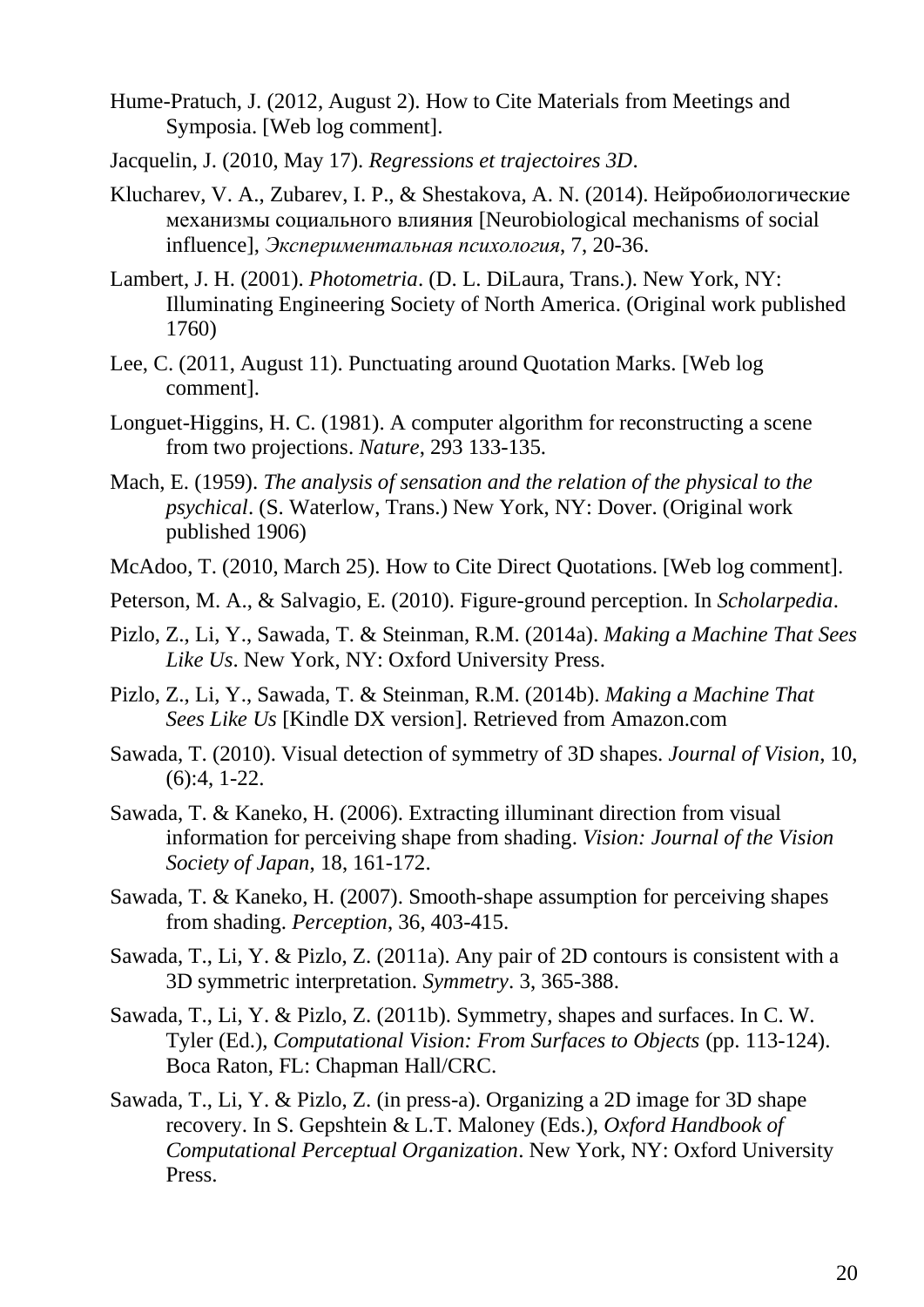Hume-Pratuch, J. (2012, August 2). How to Cite Materials from Meetings and Symposia. [Web log comment].

Jacquelin, J. (2010, May 17). *Regressions et trajectoires 3D*.

Klucharev, V. A., Zubarev, I. P., & Shestakova, A. N. (2014). Нейробиологические механизмы социального влияния [Neurobiological mechanisms of social influence], *Экспериментальная психология*, 7, 20-36.

Lambert, J. H. (2001). *Photometria*. (D. L. DiLaura, Trans.). New York, NY: Illuminating Engineering Society of North America. (Original work published 1760)

Lee, C. (2011, August 11). Punctuating around Quotation Marks. [Web log comment].

Longuet-Higgins, H. C. (1981). A computer algorithm for reconstructing a scene from two projections. *Nature*, 293 133-135.

Mach, E. (1959). *The analysis of sensation and the relation of the physical to the psychical*. (S. Waterlow, Trans.) New York, NY: Dover. (Original work published 1906)

McAdoo, T. (2010, March 25). How to Cite Direct Quotations. [Web log comment].

Peterson, M. A., & Salvagio, E. (2010). Figure-ground perception. In *Scholarpedia*.

Pizlo, Z., Li, Y., Sawada, T. & Steinman, R.M. (2014a). *Making a Machine That Sees Like Us*. New York, NY: Oxford University Press.

Pizlo, Z., Li, Y., Sawada, T. & Steinman, R.M. (2014b). *Making a Machine That Sees Like Us* [Kindle DX version]. Retrieved from Amazon.com

Sawada, T. (2010). Visual detection of symmetry of 3D shapes. *Journal of Vision*, 10, (6):4, 1-22.

Sawada, T. & Kaneko, H. (2006). Extracting illuminant direction from visual information for perceiving shape from shading. *Vision: Journal of the Vision Society of Japan*, 18, 161-172.

Sawada, T. & Kaneko, H. (2007). Smooth-shape assumption for perceiving shapes from shading. *Perception*, 36, 403-415.

Sawada, T., Li, Y. & Pizlo, Z. (2011a). Any pair of 2D contours is consistent with a 3D symmetric interpretation. *Symmetry*. 3, 365-388.

Sawada, T., Li, Y. & Pizlo, Z. (2011b). Symmetry, shapes and surfaces. In C. W. Tyler (Ed.), *Computational Vision: From Surfaces to Objects* (pp. 113-124). Boca Raton, FL: Chapman Hall/CRC.

Sawada, T., Li, Y. & Pizlo, Z. (in press-a). Organizing a 2D image for 3D shape recovery. In S. Gepshtein & L.T. Maloney (Eds.), *Oxford Handbook of Computational Perceptual Organization*. New York, NY: Oxford University Press.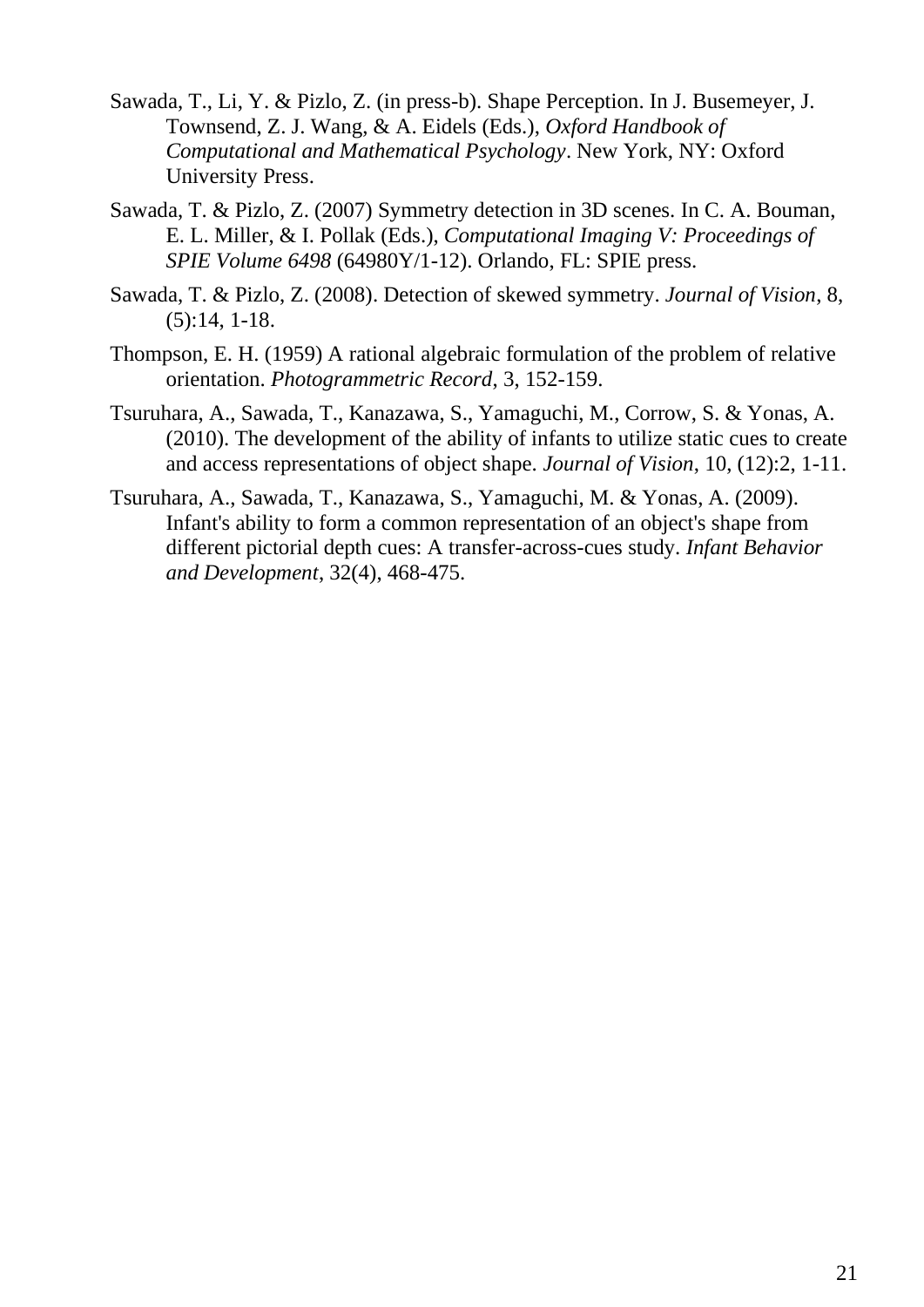Sawada, T., Li, Y. & Pizlo, Z. (in press-b). Shape Perception. In J. Busemeyer, J. Townsend, Z. J. Wang, & A. Eidels (Eds.), *Oxford Handbook of Computational and Mathematical Psychology*. New York, NY: Oxford University Press.

Sawada, T. & Pizlo, Z. (2007) Symmetry detection in 3D scenes. In C. A. Bouman, E. L. Miller, & I. Pollak (Eds.), *Computational Imaging V: Proceedings of SPIE Volume 6498* (64980Y/1-12). Orlando, FL: SPIE press.

Sawada, T. & Pizlo, Z. (2008). Detection of skewed symmetry. *Journal of Vision*, 8, (5):14, 1-18.

Thompson, E. H. (1959) A rational algebraic formulation of the problem of relative orientation. *Photogrammetric Record*, 3, 152-159.

Tsuruhara, A., Sawada, T., Kanazawa, S., Yamaguchi, M., Corrow, S. & Yonas, A. (2010). The development of the ability of infants to utilize static cues to create and access representations of object shape. *Journal of Vision*, 10, (12):2, 1-11.

Tsuruhara, A., Sawada, T., Kanazawa, S., Yamaguchi, M. & Yonas, A. (2009). Infant's ability to form a common representation of an object's shape from different pictorial depth cues: A transfer-across-cues study. *Infant Behavior and Development*, 32(4), 468-475.